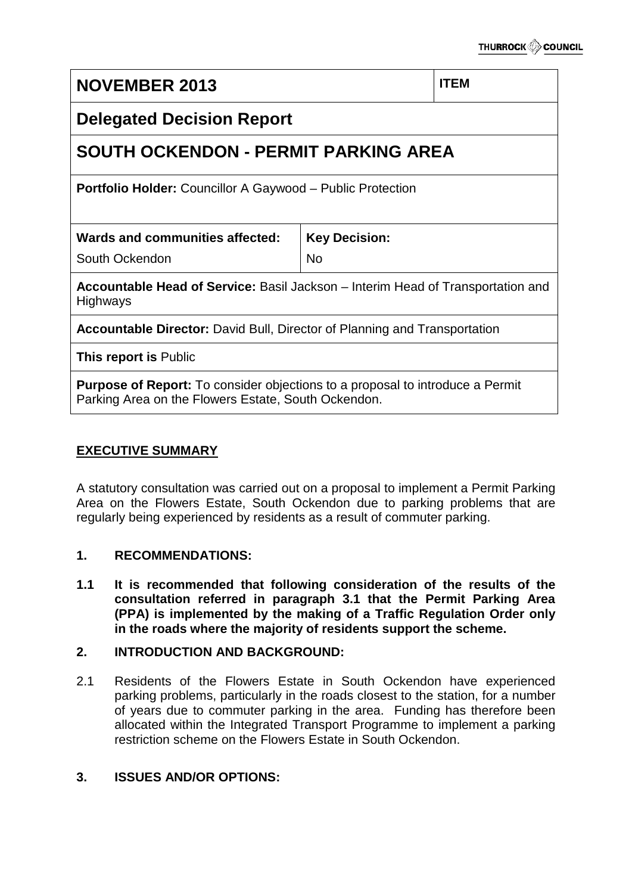| NOVEMBER 2013 | | ITEM |
|---|---|---|
| **Delegated Decision Report** | | |
| **SOUTH OCKENDON - PERMIT PARKING AREA** | | |
| **Portfolio Holder:** Councillor A Gaywood – Public Protection | | |
| **Wards and communities affected:** South Ockendon | **Key Decision:** No | |
| **Accountable Head of Service:** Basil Jackson – Interim Head of Transportation and Highways | | |
| **Accountable Director:** David Bull, Director of Planning and Transportation | | |
| **This report is** Public | | |
| **Purpose of Report:** To consider objections to a proposal to introduce a Permit Parking Area on the Flowers Estate, South Ockendon. | | |

## EXECUTIVE SUMMARY

A statutory consultation was carried out on a proposal to implement a Permit Parking Area on the Flowers Estate, South Ockendon due to parking problems that are regularly being experienced by residents as a result of commuter parking.

### 1. RECOMMENDATIONS:

**1.1 It is recommended that following consideration of the results of the consultation referred in paragraph 3.1 that the Permit Parking Area (PPA) is implemented by the making of a Traffic Regulation Order only in the roads where the majority of residents support the scheme.**

### 2. INTRODUCTION AND BACKGROUND:

2.1 Residents of the Flowers Estate in South Ockendon have experienced parking problems, particularly in the roads closest to the station, for a number of years due to commuter parking in the area. Funding has therefore been allocated within the Integrated Transport Programme to implement a parking restriction scheme on the Flowers Estate in South Ockendon.

### 3. ISSUES AND/OR OPTIONS: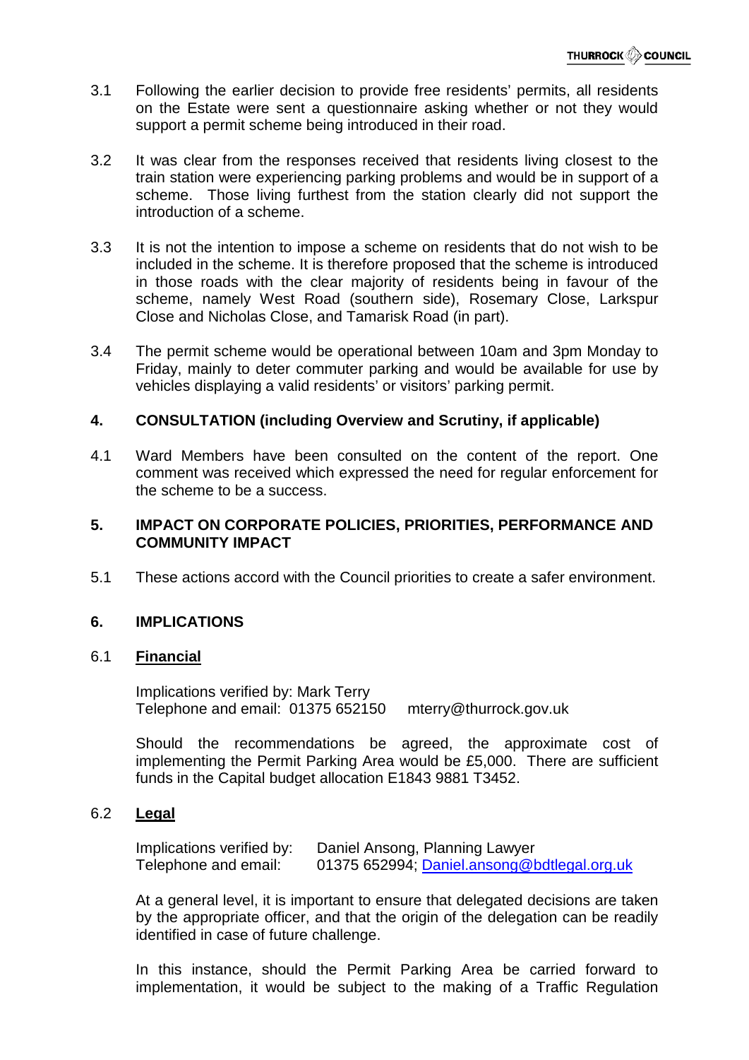3.1 Following the earlier decision to provide free residents' permits, all residents on the Estate were sent a questionnaire asking whether or not they would support a permit scheme being introduced in their road.

3.2 It was clear from the responses received that residents living closest to the train station were experiencing parking problems and would be in support of a scheme. Those living furthest from the station clearly did not support the introduction of a scheme.

3.3 It is not the intention to impose a scheme on residents that do not wish to be included in the scheme. It is therefore proposed that the scheme is introduced in those roads with the clear majority of residents being in favour of the scheme, namely West Road (southern side), Rosemary Close, Larkspur Close and Nicholas Close, and Tamarisk Road (in part).

3.4 The permit scheme would be operational between 10am and 3pm Monday to Friday, mainly to deter commuter parking and would be available for use by vehicles displaying a valid residents' or visitors' parking permit.

## 4. CONSULTATION (including Overview and Scrutiny, if applicable)

4.1 Ward Members have been consulted on the content of the report. One comment was received which expressed the need for regular enforcement for the scheme to be a success.

## 5. IMPACT ON CORPORATE POLICIES, PRIORITIES, PERFORMANCE AND COMMUNITY IMPACT

5.1 These actions accord with the Council priorities to create a safer environment.

## 6. IMPLICATIONS

### 6.1 Financial

Implications verified by: Mark Terry
Telephone and email: 01375 652150 mterry@thurrock.gov.uk

Should the recommendations be agreed, the approximate cost of implementing the Permit Parking Area would be £5,000. There are sufficient funds in the Capital budget allocation E1843 9881 T3452.

### 6.2 Legal

Implications verified by: Daniel Ansong, Planning Lawyer
Telephone and email: 01375 652994; Daniel.ansong@bdtlegal.org.uk

At a general level, it is important to ensure that delegated decisions are taken by the appropriate officer, and that the origin of the delegation can be readily identified in case of future challenge.

In this instance, should the Permit Parking Area be carried forward to implementation, it would be subject to the making of a Traffic Regulation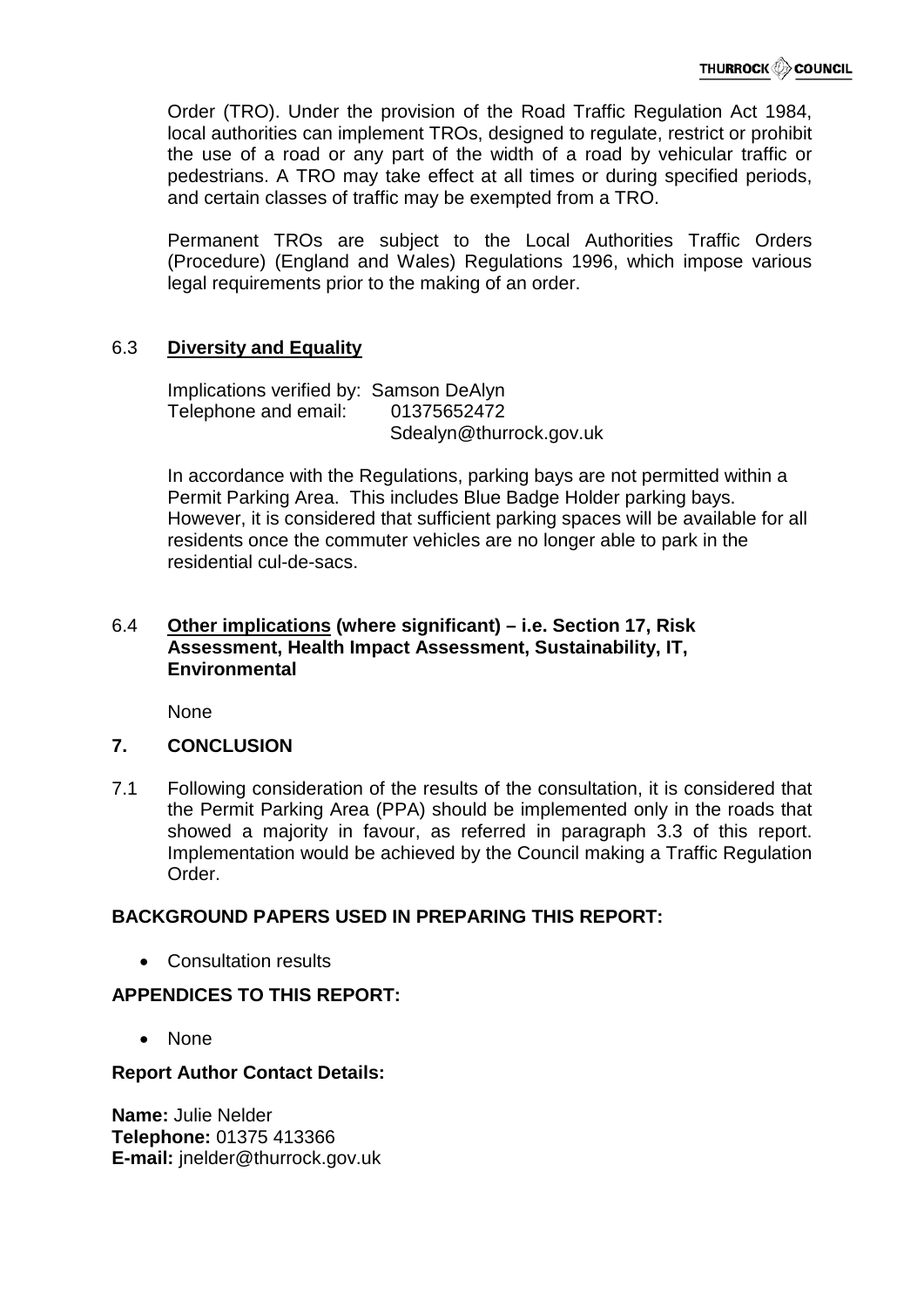Order (TRO). Under the provision of the Road Traffic Regulation Act 1984, local authorities can implement TROs, designed to regulate, restrict or prohibit the use of a road or any part of the width of a road by vehicular traffic or pedestrians. A TRO may take effect at all times or during specified periods, and certain classes of traffic may be exempted from a TRO.

Permanent TROs are subject to the Local Authorities Traffic Orders (Procedure) (England and Wales) Regulations 1996, which impose various legal requirements prior to the making of an order.

### 6.3 **Diversity and Equality**

Implications verified by: Samson DeAlyn
Telephone and email: 01375652472
Sdealyn@thurrock.gov.uk

In accordance with the Regulations, parking bays are not permitted within a Permit Parking Area. This includes Blue Badge Holder parking bays. However, it is considered that sufficient parking spaces will be available for all residents once the commuter vehicles are no longer able to park in the residential cul-de-sacs.

### 6.4 **Other implications (where significant) – i.e. Section 17, Risk Assessment, Health Impact Assessment, Sustainability, IT, Environmental**

None

## 7. CONCLUSION

7.1 Following consideration of the results of the consultation, it is considered that the Permit Parking Area (PPA) should be implemented only in the roads that showed a majority in favour, as referred in paragraph 3.3 of this report. Implementation would be achieved by the Council making a Traffic Regulation Order.

**BACKGROUND PAPERS USED IN PREPARING THIS REPORT:**

- Consultation results

**APPENDICES TO THIS REPORT:**

- None

**Report Author Contact Details:**

**Name:** Julie Nelder
**Telephone:** 01375 413366
**E-mail:** jnelder@thurrock.gov.uk